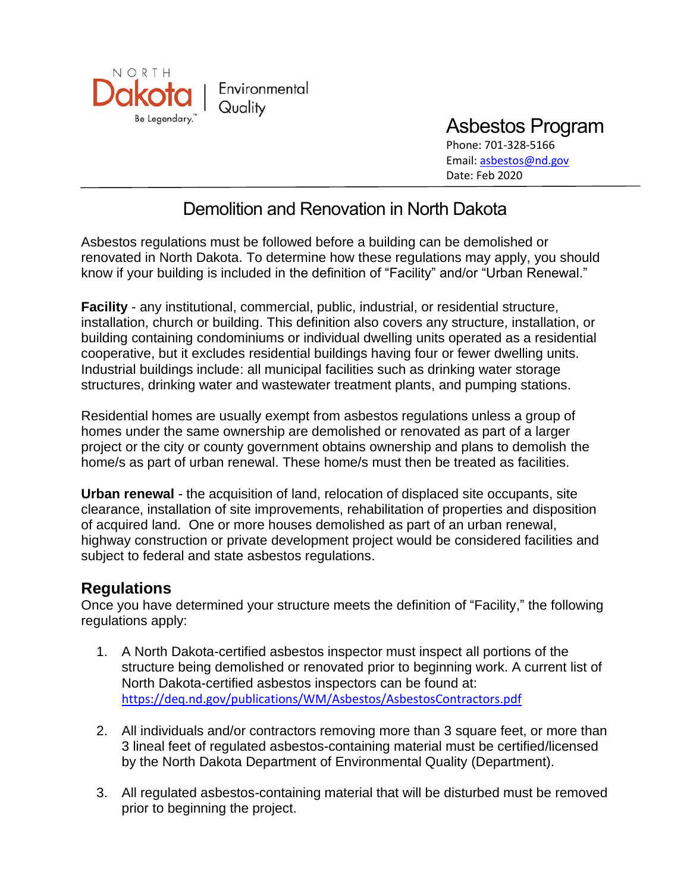NORTH Dakota | Environmental Quality

Be Legendary.™

# Asbestos Program

Phone: 701-328-5166
Email: asbestos@nd.gov
Date: Feb 2020

## Demolition and Renovation in North Dakota

Asbestos regulations must be followed before a building can be demolished or renovated in North Dakota. To determine how these regulations may apply, you should know if your building is included in the definition of "Facility" and/or "Urban Renewal."

**Facility** - any institutional, commercial, public, industrial, or residential structure, installation, church or building. This definition also covers any structure, installation, or building containing condominiums or individual dwelling units operated as a residential cooperative, but it excludes residential buildings having four or fewer dwelling units. Industrial buildings include: all municipal facilities such as drinking water storage structures, drinking water and wastewater treatment plants, and pumping stations.

Residential homes are usually exempt from asbestos regulations unless a group of homes under the same ownership are demolished or renovated as part of a larger project or the city or county government obtains ownership and plans to demolish the home/s as part of urban renewal. These home/s must then be treated as facilities.

**Urban renewal** - the acquisition of land, relocation of displaced site occupants, site clearance, installation of site improvements, rehabilitation of properties and disposition of acquired land. One or more houses demolished as part of an urban renewal, highway construction or private development project would be considered facilities and subject to federal and state asbestos regulations.

## Regulations

Once you have determined your structure meets the definition of "Facility," the following regulations apply:

1. A North Dakota-certified asbestos inspector must inspect all portions of the structure being demolished or renovated prior to beginning work. A current list of North Dakota-certified asbestos inspectors can be found at: https://deq.nd.gov/publications/WM/Asbestos/AsbestosContractors.pdf

2. All individuals and/or contractors removing more than 3 square feet, or more than 3 lineal feet of regulated asbestos-containing material must be certified/licensed by the North Dakota Department of Environmental Quality (Department).

3. All regulated asbestos-containing material that will be disturbed must be removed prior to beginning the project.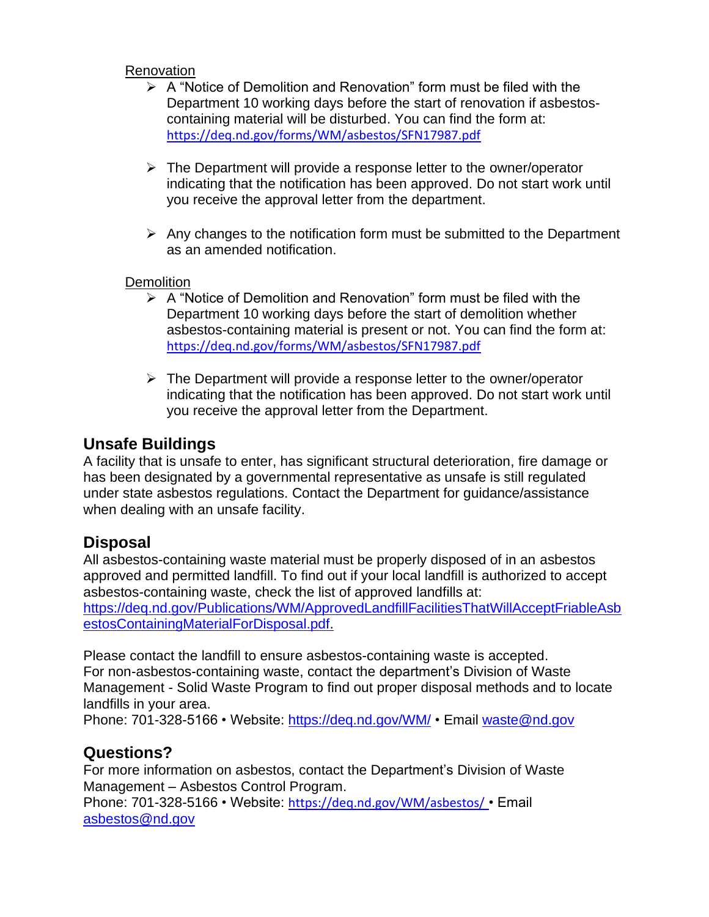Renovation

- A "Notice of Demolition and Renovation" form must be filed with the Department 10 working days before the start of renovation if asbestos-containing material will be disturbed. You can find the form at: https://deq.nd.gov/forms/WM/asbestos/SFN17987.pdf

- The Department will provide a response letter to the owner/operator indicating that the notification has been approved. Do not start work until you receive the approval letter from the department.

- Any changes to the notification form must be submitted to the Department as an amended notification.

Demolition

- A "Notice of Demolition and Renovation" form must be filed with the Department 10 working days before the start of demolition whether asbestos-containing material is present or not. You can find the form at: https://deq.nd.gov/forms/WM/asbestos/SFN17987.pdf

- The Department will provide a response letter to the owner/operator indicating that the notification has been approved. Do not start work until you receive the approval letter from the Department.

## Unsafe Buildings

A facility that is unsafe to enter, has significant structural deterioration, fire damage or has been designated by a governmental representative as unsafe is still regulated under state asbestos regulations. Contact the Department for guidance/assistance when dealing with an unsafe facility.

## Disposal

All asbestos-containing waste material must be properly disposed of in an asbestos approved and permitted landfill. To find out if your local landfill is authorized to accept asbestos-containing waste, check the list of approved landfills at: https://deq.nd.gov/Publications/WM/ApprovedLandfillFacilitiesThatWillAcceptFriableAsbestosContainingMaterialForDisposal.pdf.

Please contact the landfill to ensure asbestos-containing waste is accepted. For non-asbestos-containing waste, contact the department's Division of Waste Management - Solid Waste Program to find out proper disposal methods and to locate landfills in your area.
Phone: 701-328-5166 • Website: https://deq.nd.gov/WM/ • Email waste@nd.gov

## Questions?

For more information on asbestos, contact the Department's Division of Waste Management – Asbestos Control Program.
Phone: 701-328-5166 • Website: https://deq.nd.gov/WM/asbestos/ • Email asbestos@nd.gov